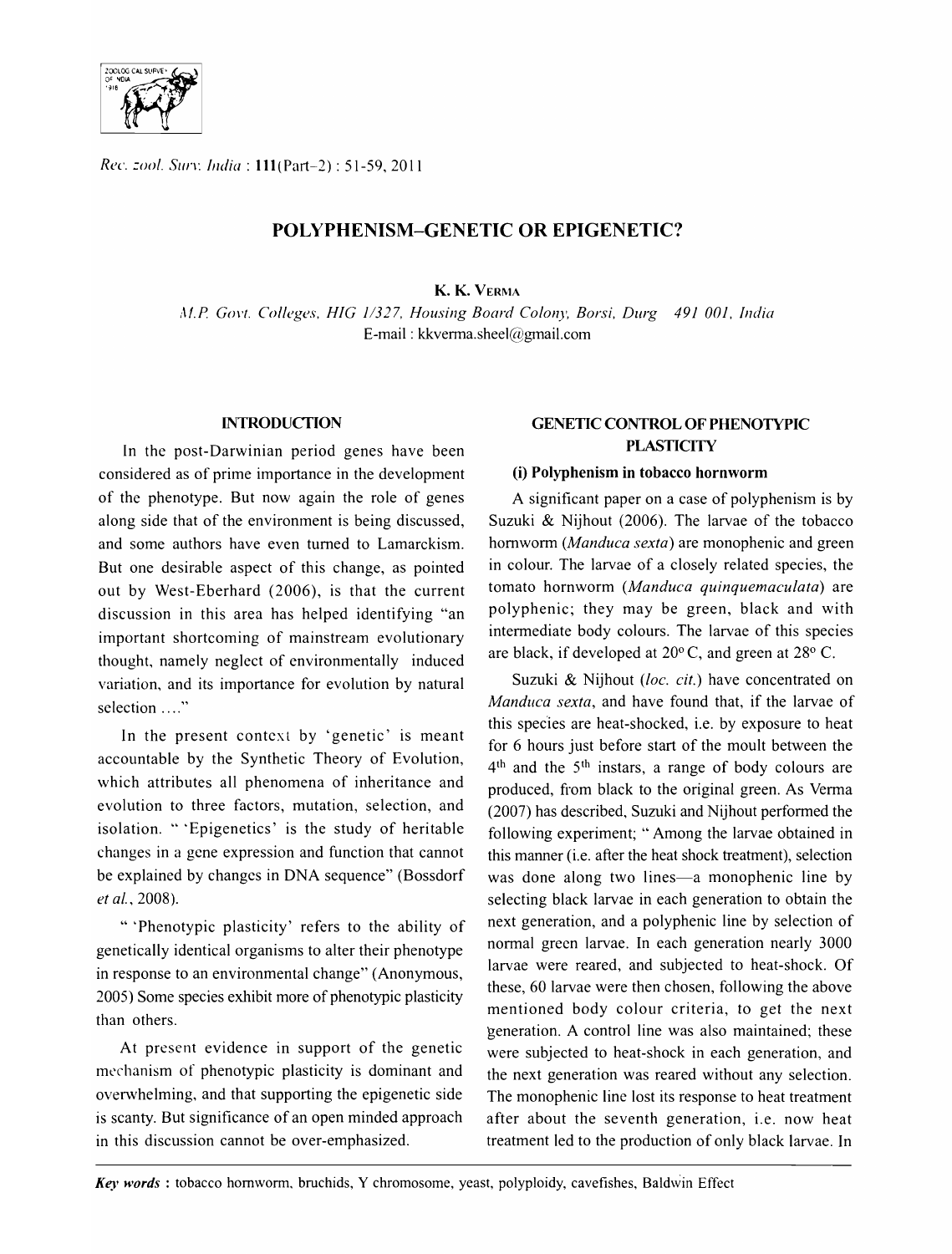# POLYPHENISM–GENETIC OR EPIGENETIC?

**K. K. VERMA**

*M.P. Govt. Colleges, HIG 1/327, Housing Board Colony, Borsi, Durg 491 001, India*
E-mail : kkverma.sheel@gmail.com

## INTRODUCTION

In the post-Darwinian period genes have been considered as of prime importance in the development of the phenotype. But now again the role of genes along side that of the environment is being discussed, and some authors have even turned to Lamarckism. But one desirable aspect of this change, as pointed out by West-Eberhard (2006), is that the current discussion in this area has helped identifying "an important shortcoming of mainstream evolutionary thought, namely neglect of environmentally induced variation, and its importance for evolution by natural selection ...."

In the present context by 'genetic' is meant accountable by the Synthetic Theory of Evolution, which attributes all phenomena of inheritance and evolution to three factors, mutation, selection, and isolation. " 'Epigenetics' is the study of heritable changes in a gene expression and function that cannot be explained by changes in DNA sequence" (Bossdorf *et al.*, 2008).

" 'Phenotypic plasticity' refers to the ability of genetically identical organisms to alter their phenotype in response to an environmental change" (Anonymous, 2005) Some species exhibit more of phenotypic plasticity than others.

At present evidence in support of the genetic mechanism of phenotypic plasticity is dominant and overwhelming, and that supporting the epigenetic side is scanty. But significance of an open minded approach in this discussion cannot be over-emphasized.

## GENETIC CONTROL OF PHENOTYPIC PLASTICITY

### (i) Polyphenism in tobacco hornworm

A significant paper on a case of polyphenism is by Suzuki & Nijhout (2006). The larvae of the tobacco hornworm (*Manduca sexta*) are monophenic and green in colour. The larvae of a closely related species, the tomato hornworm (*Manduca quinquemaculata*) are polyphenic; they may be green, black and with intermediate body colours. The larvae of this species are black, if developed at 20° C, and green at 28° C.

Suzuki & Nijhout (*loc. cit.*) have concentrated on *Manduca sexta*, and have found that, if the larvae of this species are heat-shocked, i.e. by exposure to heat for 6 hours just before start of the moult between the 4th and the 5th instars, a range of body colours are produced, from black to the original green. As Verma (2007) has described, Suzuki and Nijhout performed the following experiment; " Among the larvae obtained in this manner (i.e. after the heat shock treatment), selection was done along two lines—a monophenic line by selecting black larvae in each generation to obtain the next generation, and a polyphenic line by selection of normal green larvae. In each generation nearly 3000 larvae were reared, and subjected to heat-shock. Of these, 60 larvae were then chosen, following the above mentioned body colour criteria, to get the next generation. A control line was also maintained; these were subjected to heat-shock in each generation, and the next generation was reared without any selection. The monophenic line lost its response to heat treatment after about the seventh generation, i.e. now heat treatment led to the production of only black larvae. In

**Key words :** tobacco hornworm, bruchids, Y chromosome, yeast, polyploidy, cavefishes, Baldwin Effect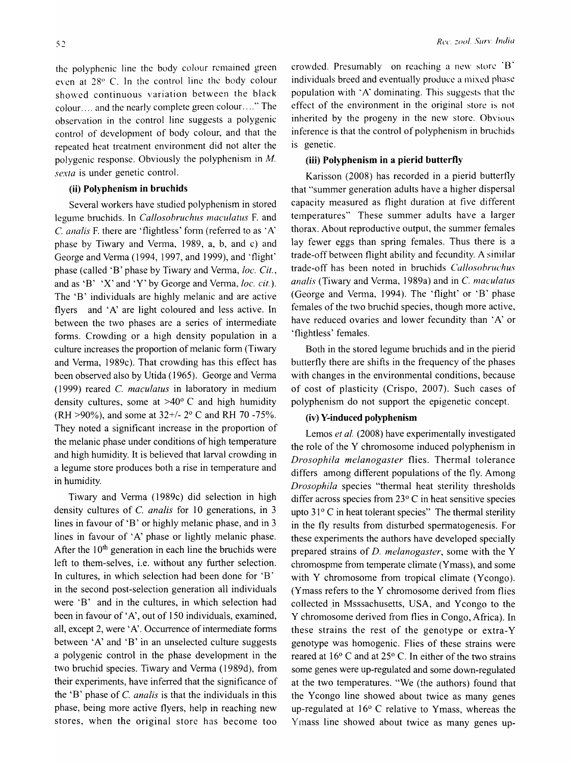the polyphenic line the body colour remained green even at 28° C. In the control line the body colour showed continuous variation between the black colour.... and the nearly complete green colour...." The observation in the control line suggests a polygenic control of development of body colour, and that the repeated heat treatment environment did not alter the polygenic response. Obviously the polyphenism in *M. sexta* is under genetic control.

**(ii) Polyphenism in bruchids**

Several workers have studied polyphenism in stored legume bruchids. In *Callosobruchus maculatus* F. and *C. analis* F. there are 'flightless' form (referred to as 'A' phase by Tiwary and Verma, 1989, a, b, and c) and George and Verma (1994, 1997, and 1999), and 'flight' phase (called 'B' phase by Tiwary and Verma, *loc. Cit.*, and as 'B' 'X' and 'Y' by George and Verma, *loc. cit.*). The 'B' individuals are highly melanic and are active flyers and 'A' are light coloured and less active. In between the two phases are a series of intermediate forms. Crowding or a high density population in a culture increases the proportion of melanic form (Tiwary and Verma, 1989c). That crowding has this effect has been observed also by Utida (1965). George and Verma (1999) reared *C. maculatus* in laboratory in medium density cultures, some at >40° C and high humidity (RH >90%), and some at 32+/- 2° C and RH 70 -75%. They noted a significant increase in the proportion of the melanic phase under conditions of high temperature and high humidity. It is believed that larval crowding in a legume store produces both a rise in temperature and in humidity.

Tiwary and Verma (1989c) did selection in high density cultures of *C. analis* for 10 generations, in 3 lines in favour of 'B' or highly melanic phase, and in 3 lines in favour of 'A' phase or lightly melanic phase. After the 10th generation in each line the bruchids were left to them-selves, i.e. without any further selection. In cultures, in which selection had been done for 'B' in the second post-selection generation all individuals were 'B' and in the cultures, in which selection had been in favour of 'A', out of 150 individuals, examined, all, except 2, were 'A'. Occurrence of intermediate forms between 'A' and 'B' in an unselected culture suggests a polygenic control in the phase development in the two bruchid species. Tiwary and Verma (1989d), from their experiments, have inferred that the significance of the 'B' phase of *C. analis* is that the individuals in this phase, being more active flyers, help in reaching new stores, when the original store has become too crowded. Presumably on reaching a new store 'B' individuals breed and eventually produce a mixed phase population with 'A' dominating. This suggests that the effect of the environment in the original store is not inherited by the progeny in the new store. Obvious inference is that the control of polyphenism in bruchids is genetic.

**(iii) Polyphenism in a pierid butterfly**

Karisson (2008) has recorded in a pierid butterfly that "summer generation adults have a higher dispersal capacity measured as flight duration at five different temperatures" These summer adults have a larger thorax. About reproductive output, the summer females lay fewer eggs than spring females. Thus there is a trade-off between flight ability and fecundity. A similar trade-off has been noted in bruchids *Callosobruchus analis* (Tiwary and Verma, 1989a) and in *C. maculatus* (George and Verma, 1994). The 'flight' or 'B' phase females of the two bruchid species, though more active, have reduced ovaries and lower fecundity than 'A' or 'flightless' females.

Both in the stored legume bruchids and in the pierid butterfly there are shifts in the frequency of the phases with changes in the environmental conditions, because of cost of plasticity (Crispo, 2007). Such cases of polyphenism do not support the epigenetic concept.

**(iv) Y-induced polyphenism**

Lemos *et al.* (2008) have experimentally investigated the role of the Y chromosome induced polyphenism in *Drosophila melanogaster* flies. Thermal tolerance differs among different populations of the fly. Among *Drosophila* species "thermal heat sterility thresholds differ across species from 23° C in heat sensitive species upto 31° C in heat tolerant species" The thermal sterility in the fly results from disturbed spermatogenesis. For these experiments the authors have developed specially prepared strains of *D. melanogaster*, some with the Y chromospme from temperate climate (Ymass), and some with Y chromosome from tropical climate (Ycongo). (Ymass refers to the Y chromosome derived from flies collected in Msssachusetts, USA, and Ycongo to the Y chromosome derived from flies in Congo, Africa). In these strains the rest of the genotype or extra-Y genotype was homogenic. Flies of these strains were reared at 16° C and at 25° C. In either of the two strains some genes were up-regulated and some down-regulated at the two temperatures. "We (the authors) found that the Ycongo line showed about twice as many genes up-regulated at 16° C relative to Ymass, whereas the Ymass line showed about twice as many genes up-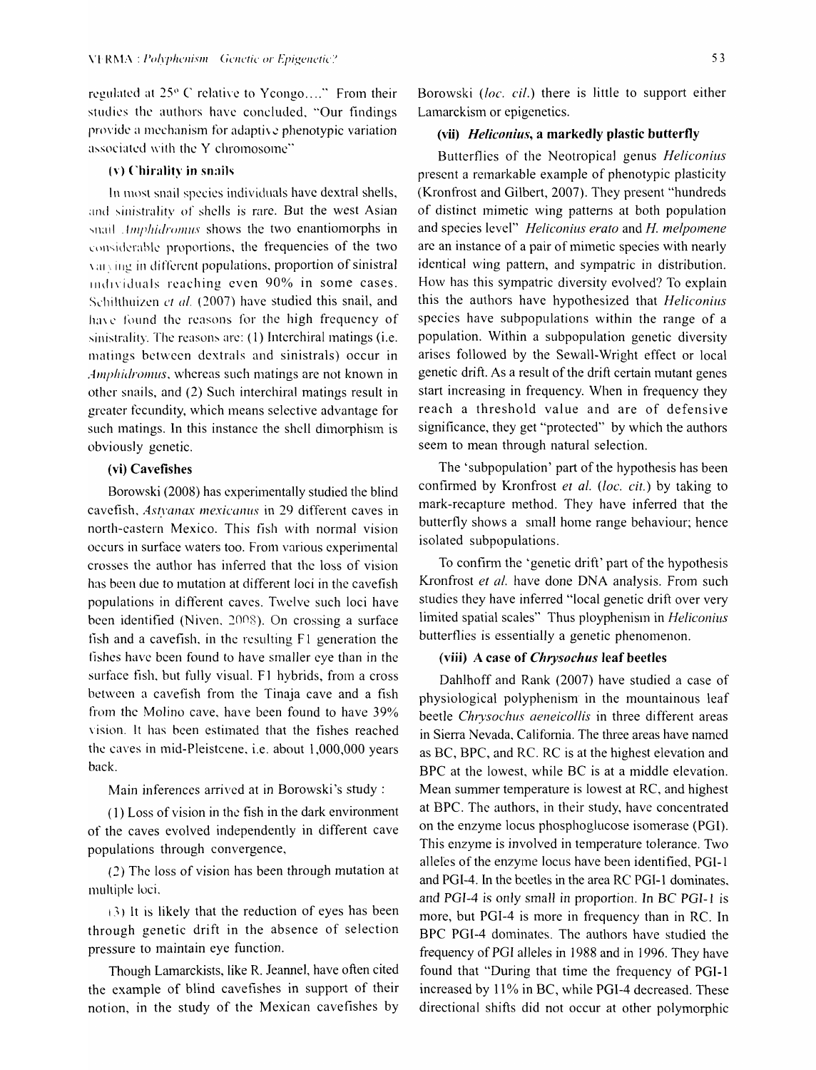regulated at 25° C relative to Ycongo...." From their studies the authors have concluded, "Our findings provide a mechanism for adaptive phenotypic variation associated with the Y chromosome"

### (v) Chirality in snails

In most snail species individuals have dextral shells, and sinistrality of shells is rare. But the west Asian snail *Amphidromus* shows the two enantiomorphs in considerable proportions, the frequencies of the two varying in different populations, proportion of sinistral individuals reaching even 90% in some cases. Schilthuizen *et al.* (2007) have studied this snail, and have found the reasons for the high frequency of sinistrality. The reasons are: (1) Interchiral matings (i.e. matings between dextrals and sinistrals) occur in *Amphidromus*, whereas such matings are not known in other snails, and (2) Such interchiral matings result in greater fecundity, which means selective advantage for such matings. In this instance the shell dimorphism is obviously genetic.

### (vi) Cavefishes

Borowski (2008) has experimentally studied the blind cavefish, *Astyanax mexicanus* in 29 different caves in north-eastern Mexico. This fish with normal vision occurs in surface waters too. From various experimental crosses the author has inferred that the loss of vision has been due to mutation at different loci in the cavefish populations in different caves. Twelve such loci have been identified (Niven, 2008). On crossing a surface fish and a cavefish, in the resulting F1 generation the fishes have been found to have smaller eye than in the surface fish, but fully visual. F1 hybrids, from a cross between a cavefish from the Tinaja cave and a fish from the Molino cave, have been found to have 39% vision. It has been estimated that the fishes reached the caves in mid-Pleistcene, i.e. about 1,000,000 years back.

Main inferences arrived at in Borowski's study :

(1) Loss of vision in the fish in the dark environment of the caves evolved independently in different cave populations through convergence,

(2) The loss of vision has been through mutation at multiple loci,

(3) It is likely that the reduction of eyes has been through genetic drift in the absence of selection pressure to maintain eye function.

Though Lamarckists, like R. Jeannel, have often cited the example of blind cavefishes in support of their notion, in the study of the Mexican cavefishes by Borowski (*loc. cit.*) there is little to support either Lamarckism or epigenetics.

### (vii) *Heliconius*, a markedly plastic butterfly

Butterflies of the Neotropical genus *Heliconius* present a remarkable example of phenotypic plasticity (Kronfrost and Gilbert, 2007). They present "hundreds of distinct mimetic wing patterns at both population and species level" *Heliconius erato* and *H. melpomene* are an instance of a pair of mimetic species with nearly identical wing pattern, and sympatric in distribution. How has this sympatric diversity evolved? To explain this the authors have hypothesized that *Heliconius* species have subpopulations within the range of a population. Within a subpopulation genetic diversity arises followed by the Sewall-Wright effect or local genetic drift. As a result of the drift certain mutant genes start increasing in frequency. When in frequency they reach a threshold value and are of defensive significance, they get "protected" by which the authors seem to mean through natural selection.

The 'subpopulation' part of the hypothesis has been confirmed by Kronfrost *et al.* (*loc. cit.*) by taking to mark-recapture method. They have inferred that the butterfly shows a small home range behaviour; hence isolated subpopulations.

To confirm the 'genetic drift' part of the hypothesis Kronfrost *et al.* have done DNA analysis. From such studies they have inferred "local genetic drift over very limited spatial scales" Thus ployphenism in *Heliconius* butterflies is essentially a genetic phenomenon.

### (viii) A case of *Chrysochus* leaf beetles

Dahlhoff and Rank (2007) have studied a case of physiological polyphenism in the mountainous leaf beetle *Chrysochus aeneicollis* in three different areas in Sierra Nevada, California. The three areas have named as BC, BPC, and RC. RC is at the highest elevation and BPC at the lowest, while BC is at a middle elevation. Mean summer temperature is lowest at RC, and highest at BPC. The authors, in their study, have concentrated on the enzyme locus phosphoglucose isomerase (PGI). This enzyme is involved in temperature tolerance. Two alleles of the enzyme locus have been identified, PGI-1 and PGI-4. In the beetles in the area RC PGI-1 dominates, and PGI-4 is only small in proportion. In BC PGI-1 is more, but PGI-4 is more in frequency than in RC. In BPC PGI-4 dominates. The authors have studied the frequency of PGI alleles in 1988 and in 1996. They have found that "During that time the frequency of PGI-1 increased by 11% in BC, while PGI-4 decreased. These directional shifts did not occur at other polymorphic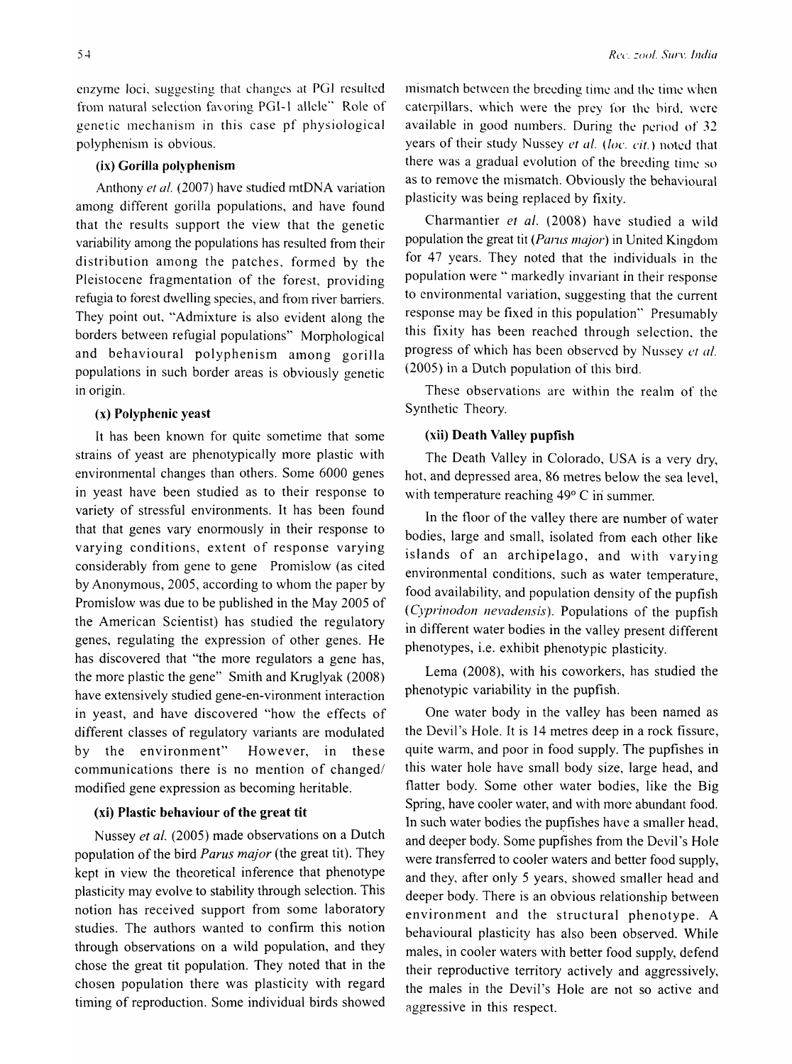enzyme loci, suggesting that changes at PGI resulted from natural selection favoring PGI-1 allele" Role of genetic mechanism in this case pf physiological polyphenism is obvious.

### (ix) Gorilla polyphenism

Anthony *et al.* (2007) have studied mtDNA variation among different gorilla populations, and have found that the results support the view that the genetic variability among the populations has resulted from their distribution among the patches, formed by the Pleistocene fragmentation of the forest, providing refugia to forest dwelling species, and from river barriers. They point out, "Admixture is also evident along the borders between refugial populations" Morphological and behavioural polyphenism among gorilla populations in such border areas is obviously genetic in origin.

### (x) Polyphenic yeast

It has been known for quite sometime that some strains of yeast are phenotypically more plastic with environmental changes than others. Some 6000 genes in yeast have been studied as to their response to variety of stressful environments. It has been found that that genes vary enormously in their response to varying conditions, extent of response varying considerably from gene to gene Promislow (as cited by Anonymous, 2005, according to whom the paper by Promislow was due to be published in the May 2005 of the American Scientist) has studied the regulatory genes, regulating the expression of other genes. He has discovered that "the more regulators a gene has, the more plastic the gene" Smith and Kruglyak (2008) have extensively studied gene-en-vironment interaction in yeast, and have discovered "how the effects of different classes of regulatory variants are modulated by the environment" However, in these communications there is no mention of changed/ modified gene expression as becoming heritable.

### (xi) Plastic behaviour of the great tit

Nussey *et al.* (2005) made observations on a Dutch population of the bird *Parus major* (the great tit). They kept in view the theoretical inference that phenotype plasticity may evolve to stability through selection. This notion has received support from some laboratory studies. The authors wanted to confirm this notion through observations on a wild population, and they chose the great tit population. They noted that in the chosen population there was plasticity with regard timing of reproduction. Some individual birds showed mismatch between the breeding time and the time when caterpillars, which were the prey for the bird, were available in good numbers. During the period of 32 years of their study Nussey *et al.* (*loc. cit.*) noted that there was a gradual evolution of the breeding time so as to remove the mismatch. Obviously the behavioural plasticity was being replaced by fixity.

Charmantier *et al.* (2008) have studied a wild population the great tit (*Parus major*) in United Kingdom for 47 years. They noted that the individuals in the population were " markedly invariant in their response to environmental variation, suggesting that the current response may be fixed in this population" Presumably this fixity has been reached through selection, the progress of which has been observed by Nussey *et al.* (2005) in a Dutch population of this bird.

These observations are within the realm of the Synthetic Theory.

### (xii) Death Valley pupfish

The Death Valley in Colorado, USA is a very dry, hot, and depressed area, 86 metres below the sea level, with temperature reaching 49° C in summer.

In the floor of the valley there are number of water bodies, large and small, isolated from each other like islands of an archipelago, and with varying environmental conditions, such as water temperature, food availability, and population density of the pupfish (*Cyprinodon nevadensis*). Populations of the pupfish in different water bodies in the valley present different phenotypes, i.e. exhibit phenotypic plasticity.

Lema (2008), with his coworkers, has studied the phenotypic variability in the pupfish.

One water body in the valley has been named as the Devil's Hole. It is 14 metres deep in a rock fissure, quite warm, and poor in food supply. The pupfishes in this water hole have small body size, large head, and flatter body. Some other water bodies, like the Big Spring, have cooler water, and with more abundant food. In such water bodies the pupfishes have a smaller head, and deeper body. Some pupfishes from the Devil's Hole were transferred to cooler waters and better food supply, and they, after only 5 years, showed smaller head and deeper body. There is an obvious relationship between environment and the structural phenotype. A behavioural plasticity has also been observed. While males, in cooler waters with better food supply, defend their reproductive territory actively and aggressively, the males in the Devil's Hole are not so active and aggressive in this respect.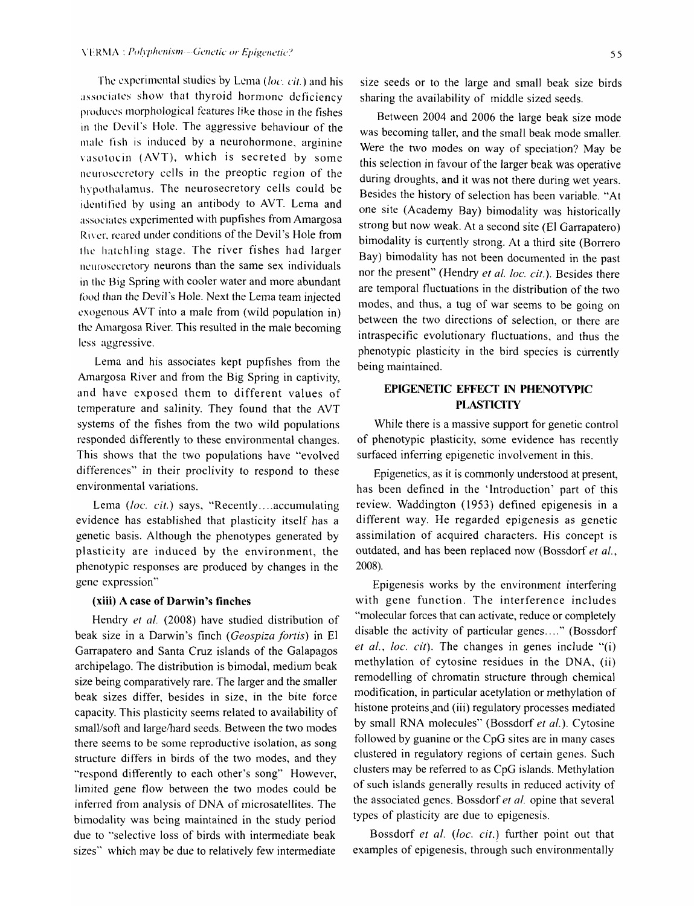The experimental studies by Lema (*loc. cit.*) and his associates show that thyroid hormone deficiency produces morphological features like those in the fishes in the Devil's Hole. The aggressive behaviour of the male fish is induced by a neurohormone, arginine vasotocin (AVT), which is secreted by some neurosecretory cells in the preoptic region of the hypothalamus. The neurosecretory cells could be identified by using an antibody to AVT. Lema and associates experimented with pupfishes from Amargosa River, reared under conditions of the Devil's Hole from the hatchling stage. The river fishes had larger neurosecretory neurons than the same sex individuals in the Big Spring with cooler water and more abundant food than the Devil's Hole. Next the Lema team injected exogenous AVT into a male from (wild population in) the Amargosa River. This resulted in the male becoming less aggressive.

Lema and his associates kept pupfishes from the Amargosa River and from the Big Spring in captivity, and have exposed them to different values of temperature and salinity. They found that the AVT systems of the fishes from the two wild populations responded differently to these environmental changes. This shows that the two populations have "evolved differences" in their proclivity to respond to these environmental variations.

Lema (*loc. cit.*) says, "Recently....accumulating evidence has established that plasticity itself has a genetic basis. Although the phenotypes generated by plasticity are induced by the environment, the phenotypic responses are produced by changes in the gene expression"

**(xiii) A case of Darwin's finches**

Hendry *et al.* (2008) have studied distribution of beak size in a Darwin's finch (*Geospiza fortis*) in El Garrapatero and Santa Cruz islands of the Galapagos archipelago. The distribution is bimodal, medium beak size being comparatively rare. The larger and the smaller beak sizes differ, besides in size, in the bite force capacity. This plasticity seems related to availability of small/soft and large/hard seeds. Between the two modes there seems to be some reproductive isolation, as song structure differs in birds of the two modes, and they "respond differently to each other's song" However, limited gene flow between the two modes could be inferred from analysis of DNA of microsatellites. The bimodality was being maintained in the study period due to "selective loss of birds with intermediate beak sizes" which may be due to relatively few intermediate size seeds or to the large and small beak size birds sharing the availability of middle sized seeds.

Between 2004 and 2006 the large beak size mode was becoming taller, and the small beak mode smaller. Were the two modes on way of speciation? May be this selection in favour of the larger beak was operative during droughts, and it was not there during wet years. Besides the history of selection has been variable. "At one site (Academy Bay) bimodality was historically strong but now weak. At a second site (El Garrapatero) bimodality is currently strong. At a third site (Borrero Bay) bimodality has not been documented in the past nor the present" (Hendry *et al. loc. cit.*). Besides there are temporal fluctuations in the distribution of the two modes, and thus, a tug of war seems to be going on between the two directions of selection, or there are intraspecific evolutionary fluctuations, and thus the phenotypic plasticity in the bird species is currently being maintained.

## EPIGENETIC EFFECT IN PHENOTYPIC PLASTICITY

While there is a massive support for genetic control of phenotypic plasticity, some evidence has recently surfaced inferring epigenetic involvement in this.

Epigenetics, as it is commonly understood at present, has been defined in the 'Introduction' part of this review. Waddington (1953) defined epigenesis in a different way. He regarded epigenesis as genetic assimilation of acquired characters. His concept is outdated, and has been replaced now (Bossdorf *et al.*, 2008).

Epigenesis works by the environment interfering with gene function. The interference includes "molecular forces that can activate, reduce or completely disable the activity of particular genes...." (Bossdorf *et al.*, *loc. cit*). The changes in genes include "(i) methylation of cytosine residues in the DNA, (ii) remodelling of chromatin structure through chemical modification, in particular acetylation or methylation of histone proteins and (iii) regulatory processes mediated by small RNA molecules" (Bossdorf *et al.*). Cytosine followed by guanine or the CpG sites are in many cases clustered in regulatory regions of certain genes. Such clusters may be referred to as CpG islands. Methylation of such islands generally results in reduced activity of the associated genes. Bossdorf *et al.* opine that several types of plasticity are due to epigenesis.

Bossdorf *et al.* (*loc. cit.*) further point out that examples of epigenesis, through such environmentally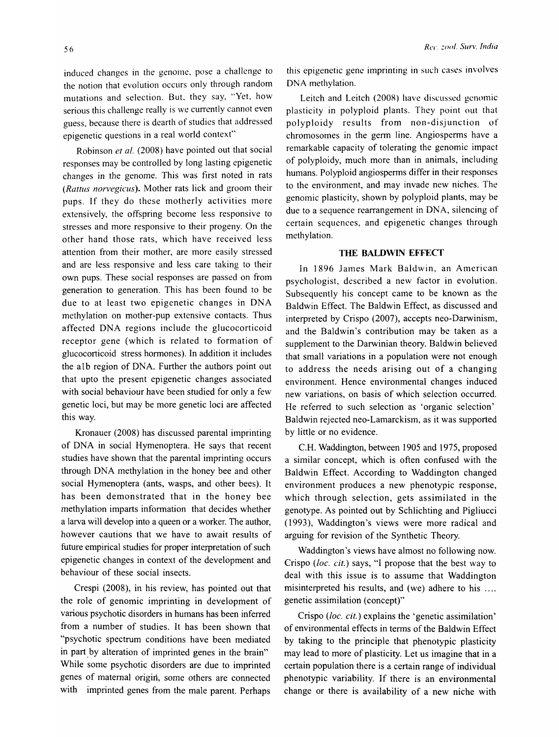induced changes in the genome, pose a challenge to the notion that evolution occurs only through random mutations and selection. But, they say, "Yet, how serious this challenge really is we currently cannot even guess, because there is dearth of studies that addressed epigenetic questions in a real world context"

Robinson *et al.* (2008) have pointed out that social responses may be controlled by long lasting epigenetic changes in the genome. This was first noted in rats (*Rattus norvegicus*). Mother rats lick and groom their pups. If they do these motherly activities more extensively, the offspring become less responsive to stresses and more responsive to their progeny. On the other hand those rats, which have received less attention from their mother, are more easily stressed and are less responsive and less care taking to their own pups. These social responses are passed on from generation to generation. This has been found to be due to at least two epigenetic changes in DNA methylation on mother-pup extensive contacts. Thus affected DNA regions include the glucocorticoid receptor gene (which is related to formation of glucocorticoid stress hormones). In addition it includes the a1b region of DNA. Further the authors point out that upto the present epigenetic changes associated with social behaviour have been studied for only a few genetic loci, but may be more genetic loci are affected this way.

Kronauer (2008) has discussed parental imprinting of DNA in social Hymenoptera. He says that recent studies have shown that the parental imprinting occurs through DNA methylation in the honey bee and other social Hymenoptera (ants, wasps, and other bees). It has been demonstrated that in the honey bee methylation imparts information that decides whether a larva will develop into a queen or a worker. The author, however cautions that we have to await results of future empirical studies for proper interpretation of such epigenetic changes in context of the development and behaviour of these social insects.

Crespi (2008), in his review, has pointed out that the role of genomic imprinting in development of various psychotic disorders in humans has been inferred from a number of studies. It has been shown that "psychotic spectrum conditions have been mediated in part by alteration of imprinted genes in the brain" While some psychotic disorders are due to imprinted genes of maternal origin, some others are connected with imprinted genes from the male parent. Perhaps this epigenetic gene imprinting in such cases involves DNA methylation.

Leitch and Leitch (2008) have discussed genomic plasticity in polyploid plants. They point out that polyploidy results from non-disjunction of chromosomes in the germ line. Angiosperms have a remarkable capacity of tolerating the genomic impact of polyploidy, much more than in animals, including humans. Polyploid angiosperms differ in their responses to the environment, and may invade new niches. The genomic plasticity, shown by polyploid plants, may be due to a sequence rearrangement in DNA, silencing of certain sequences, and epigenetic changes through methylation.

## THE BALDWIN EFFECT

In 1896 James Mark Baldwin, an American psychologist, described a new factor in evolution. Subsequently his concept came to be known as the Baldwin Effect. The Baldwin Effect, as discussed and interpreted by Crispo (2007), accepts neo-Darwinism, and the Baldwin's contribution may be taken as a supplement to the Darwinian theory. Baldwin believed that small variations in a population were not enough to address the needs arising out of a changing environment. Hence environmental changes induced new variations, on basis of which selection occurred. He referred to such selection as 'organic selection' Baldwin rejected neo-Lamarckism, as it was supported by little or no evidence.

C.H. Waddington, between 1905 and 1975, proposed a similar concept, which is often confused with the Baldwin Effect. According to Waddington changed environment produces a new phenotypic response, which through selection, gets assimilated in the genotype. As pointed out by Schlichting and Pigliucci (1993), Waddington's views were more radical and arguing for revision of the Synthetic Theory.

Waddington's views have almost no following now. Crispo (*loc. cit.*) says, "I propose that the best way to deal with this issue is to assume that Waddington misinterpreted his results, and (we) adhere to his .... genetic assimilation (concept)"

Crispo (*loc. cit.*) explains the 'genetic assimilation' of environmental effects in terms of the Baldwin Effect by taking to the principle that phenotypic plasticity may lead to more of plasticity. Let us imagine that in a certain population there is a certain range of individual phenotypic variability. If there is an environmental change or there is availability of a new niche with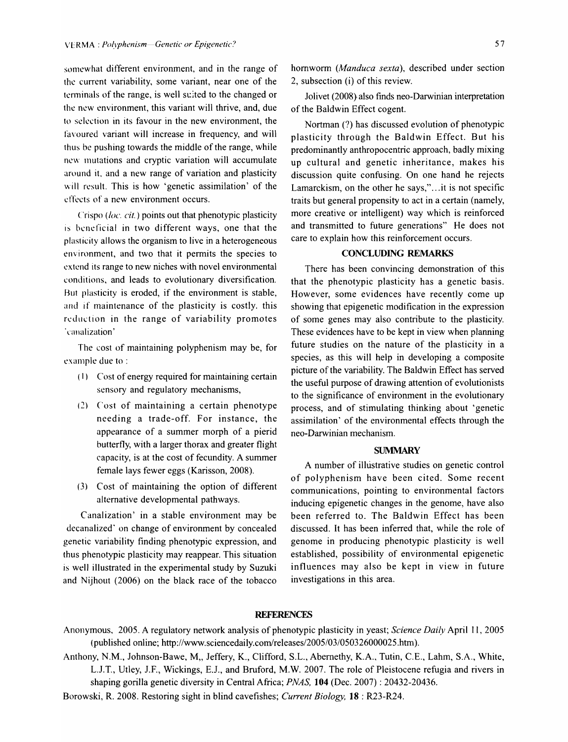somewhat different environment, and in the range of the current variability, some variant, near one of the terminals of the range, is well suited to the changed or the new environment, this variant will thrive, and, due to selection in its favour in the new environment, the favoured variant will increase in frequency, and will thus be pushing towards the middle of the range, while new mutations and cryptic variation will accumulate around it, and a new range of variation and plasticity will result. This is how 'genetic assimilation' of the effects of a new environment occurs.

Crispo (*loc. cit.*) points out that phenotypic plasticity is beneficial in two different ways, one that the plasticity allows the organism to live in a heterogeneous environment, and two that it permits the species to extend its range to new niches with novel environmental conditions, and leads to evolutionary diversification. But plasticity is eroded, if the environment is stable, and if maintenance of the plasticity is costly. this reduction in the range of variability promotes 'canalization'

The cost of maintaining polyphenism may be, for example due to :

(1) Cost of energy required for maintaining certain sensory and regulatory mechanisms,

(2) Cost of maintaining a certain phenotype needing a trade-off. For instance, the appearance of a summer morph of a pierid butterfly, with a larger thorax and greater flight capacity, is at the cost of fecundity. A summer female lays fewer eggs (Karisson, 2008).

(3) Cost of maintaining the option of different alternative developmental pathways.

Canalization' in a stable environment may be decanalized' on change of environment by concealed genetic variability finding phenotypic expression, and thus phenotypic plasticity may reappear. This situation is well illustrated in the experimental study by Suzuki and Nijhout (2006) on the black race of the tobacco hornworm (*Manduca sexta*), described under section 2, subsection (i) of this review.

Jolivet (2008) also finds neo-Darwinian interpretation of the Baldwin Effect cogent.

Nortman (?) has discussed evolution of phenotypic plasticity through the Baldwin Effect. But his predominantly anthropocentric approach, badly mixing up cultural and genetic inheritance, makes his discussion quite confusing. On one hand he rejects Lamarckism, on the other he says,"...it is not specific traits but general propensity to act in a certain (namely, more creative or intelligent) way which is reinforced and transmitted to future generations" He does not care to explain how this reinforcement occurs.

## CONCLUDING REMARKS

There has been convincing demonstration of this that the phenotypic plasticity has a genetic basis. However, some evidences have recently come up showing that epigenetic modification in the expression of some genes may also contribute to the plasticity. These evidences have to be kept in view when planning future studies on the nature of the plasticity in a species, as this will help in developing a composite picture of the variability. The Baldwin Effect has served the useful purpose of drawing attention of evolutionists to the significance of environment in the evolutionary process, and of stimulating thinking about 'genetic assimilation' of the environmental effects through the neo-Darwinian mechanism.

## SUMMARY

A number of illustrative studies on genetic control of polyphenism have been cited. Some recent communications, pointing to environmental factors inducing epigenetic changes in the genome, have also been referred to. The Baldwin Effect has been discussed. It has been inferred that, while the role of genome in producing phenotypic plasticity is well established, possibility of environmental epigenetic influences may also be kept in view in future investigations in this area.

## REFERENCES

Anonymous, 2005. A regulatory network analysis of phenotypic plasticity in yeast; *Science Daily* April 11, 2005 (published online; http://www.sciencedaily.com/releases/2005/03/050326000025.htm).

Anthony, N.M., Johnson-Bawe, M,, Jeffery, K., Clifford, S.L., Abernethy, K.A., Tutin, C.E., Lahm, S.A., White, L.J.T., Utley, J.F., Wickings, E.J., and Bruford, M.W. 2007. The role of Pleistocene refugia and rivers in shaping gorilla genetic diversity in Central Africa; *PNAS,* **104** (Dec. 2007) : 20432-20436.

Borowski, R. 2008. Restoring sight in blind cavefishes; *Current Biology,* **18** : R23-R24.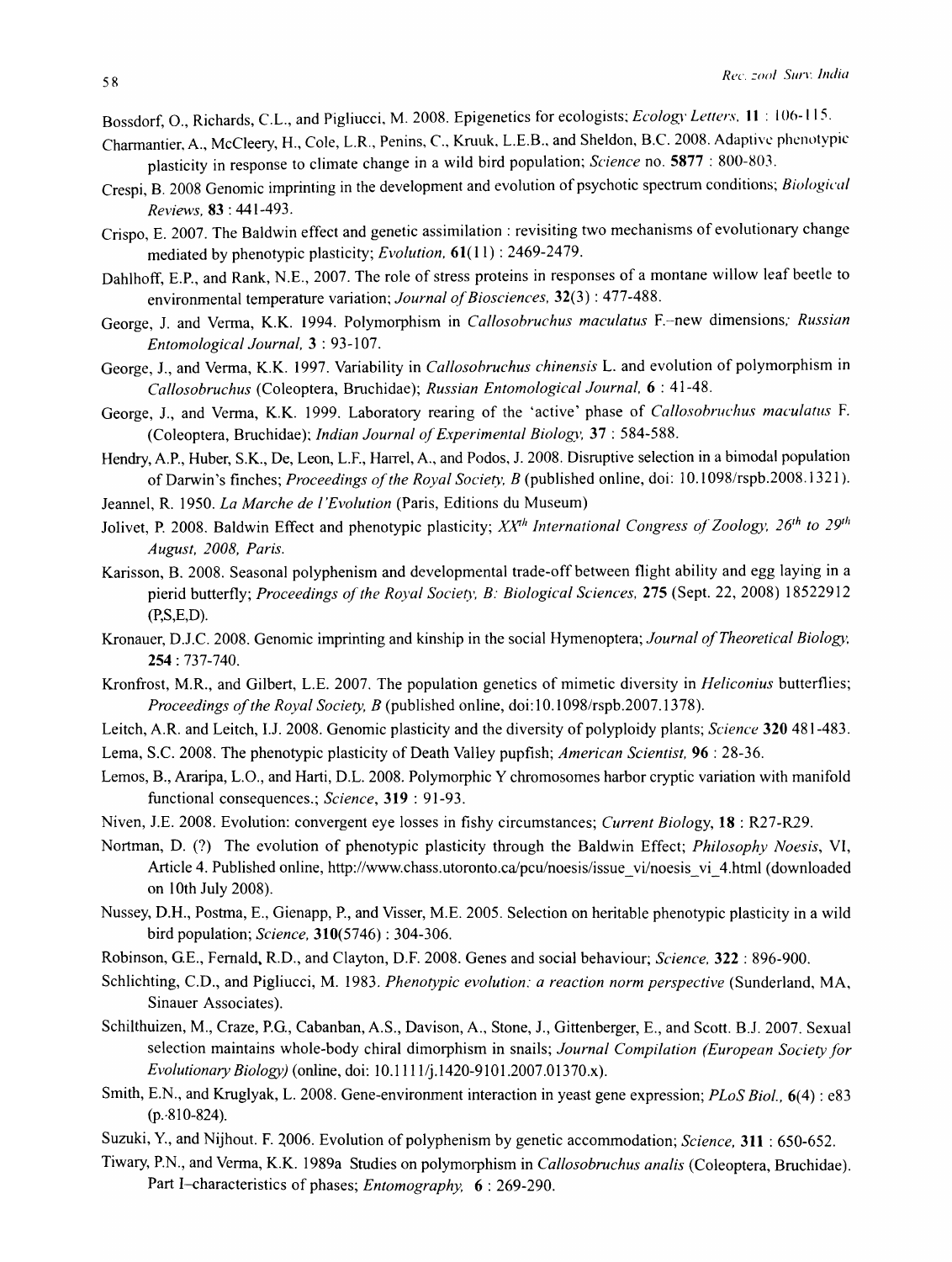Bossdorf, O., Richards, C.L., and Pigliucci, M. 2008. Epigenetics for ecologists; *Ecology Letters*, **11** : 106-115.

Charmantier, A., McCleery, H., Cole, L.R., Penins, C., Kruuk, L.E.B., and Sheldon, B.C. 2008. Adaptive phenotypic plasticity in response to climate change in a wild bird population; *Science* no. **5877** : 800-803.

Crespi, B. 2008 Genomic imprinting in the development and evolution of psychotic spectrum conditions; *Biological Reviews*, **83** : 441-493.

Crispo, E. 2007. The Baldwin effect and genetic assimilation : revisiting two mechanisms of evolutionary change mediated by phenotypic plasticity; *Evolution*, **61**(11) : 2469-2479.

Dahlhoff, E.P., and Rank, N.E., 2007. The role of stress proteins in responses of a montane willow leaf beetle to environmental temperature variation; *Journal of Biosciences*, **32**(3) : 477-488.

George, J. and Verma, K.K. 1994. Polymorphism in *Callosobruchus maculatus* F.–new dimensions; *Russian Entomological Journal*, **3** : 93-107.

George, J., and Verma, K.K. 1997. Variability in *Callosobruchus chinensis* L. and evolution of polymorphism in *Callosobruchus* (Coleoptera, Bruchidae); *Russian Entomological Journal*, **6** : 41-48.

George, J., and Verma, K.K. 1999. Laboratory rearing of the 'active' phase of *Callosobruchus maculatus* F. (Coleoptera, Bruchidae); *Indian Journal of Experimental Biology*, **37** : 584-588.

Hendry, A.P., Huber, S.K., De, Leon, L.F., Harrel, A., and Podos, J. 2008. Disruptive selection in a bimodal population of Darwin's finches; *Proceedings of the Royal Society, B* (published online, doi: 10.1098/rspb.2008.1321).

Jeannel, R. 1950. *La Marche de l'Evolution* (Paris, Editions du Museum)

Jolivet, P. 2008. Baldwin Effect and phenotypic plasticity; *XX$^{th}$ International Congress of Zoology, 26$^{th}$ to 29$^{th}$ August, 2008, Paris.*

Karisson, B. 2008. Seasonal polyphenism and developmental trade-off between flight ability and egg laying in a pierid butterfly; *Proceedings of the Royal Society, B: Biological Sciences*, **275** (Sept. 22, 2008) 18522912 (P,S,E,D).

Kronauer, D.J.C. 2008. Genomic imprinting and kinship in the social Hymenoptera; *Journal of Theoretical Biology*, **254** : 737-740.

Kronfrost, M.R., and Gilbert, L.E. 2007. The population genetics of mimetic diversity in *Heliconius* butterflies; *Proceedings of the Royal Society, B* (published online, doi:10.1098/rspb.2007.1378).

Leitch, A.R. and Leitch, I.J. 2008. Genomic plasticity and the diversity of polyploidy plants; *Science* **320** 481-483.

Lema, S.C. 2008. The phenotypic plasticity of Death Valley pupfish; *American Scientist*, **96** : 28-36.

Lemos, B., Araripa, L.O., and Harti, D.L. 2008. Polymorphic Y chromosomes harbor cryptic variation with manifold functional consequences.; *Science*, **319** : 91-93.

Niven, J.E. 2008. Evolution: convergent eye losses in fishy circumstances; *Current Biology*, **18** : R27-R29.

Nortman, D. (?) The evolution of phenotypic plasticity through the Baldwin Effect; *Philosophy Noesis*, VI, Article 4. Published online, http://www.chass.utoronto.ca/pcu/noesis/issue_vi/noesis_vi_4.html (downloaded on 10th July 2008).

Nussey, D.H., Postma, E., Gienapp, P., and Visser, M.E. 2005. Selection on heritable phenotypic plasticity in a wild bird population; *Science*, **310**(5746) : 304-306.

Robinson, G.E., Fernald, R.D., and Clayton, D.F. 2008. Genes and social behaviour; *Science*, **322** : 896-900.

Schlichting, C.D., and Pigliucci, M. 1983. *Phenotypic evolution: a reaction norm perspective* (Sunderland, MA, Sinauer Associates).

Schilthuizen, M., Craze, P.G., Cabanban, A.S., Davison, A., Stone, J., Gittenberger, E., and Scott. B.J. 2007. Sexual selection maintains whole-body chiral dimorphism in snails; *Journal Compilation (European Society for Evolutionary Biology)* (online, doi: 10.1111/j.1420-9101.2007.01370.x).

Smith, E.N., and Kruglyak, L. 2008. Gene-environment interaction in yeast gene expression; *PLoS Biol.*, **6**(4) : e83 (p.-810-824).

Suzuki, Y., and Nijhout. F. 2006. Evolution of polyphenism by genetic accommodation; *Science*, **311** : 650-652.

Tiwary, P.N., and Verma, K.K. 1989a Studies on polymorphism in *Callosobruchus analis* (Coleoptera, Bruchidae). Part I–characteristics of phases; *Entomography*, **6** : 269-290.